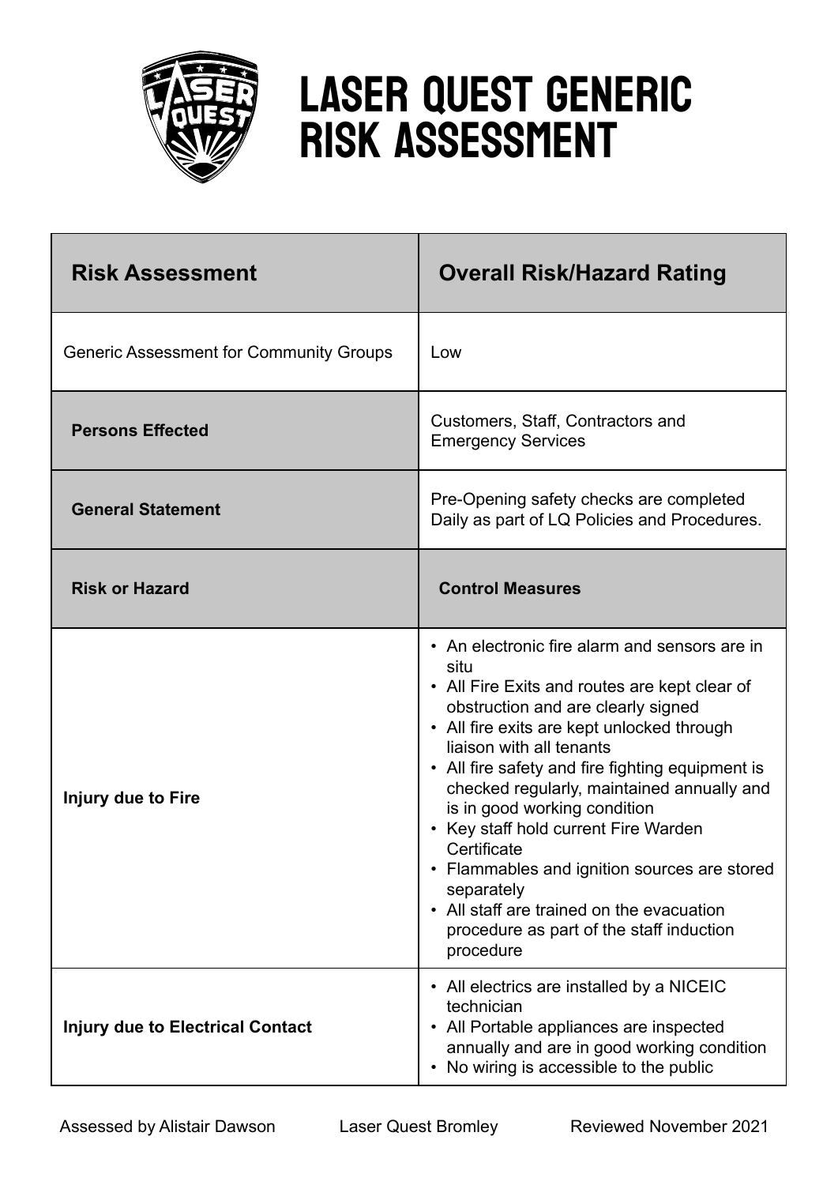# LASER QUEST GENERIC RISK ASSESSMENT

| Risk Assessment | Overall Risk/Hazard Rating |
| --- | --- |
| Generic Assessment for Community Groups | Low |
| **Persons Effected** | Customers, Staff, Contractors and Emergency Services |
| **General Statement** | Pre-Opening safety checks are completed Daily as part of LQ Policies and Procedures. |
| **Risk or Hazard** | **Control Measures** |
| **Injury due to Fire** | • An electronic fire alarm and sensors are in situ<br>• All Fire Exits and routes are kept clear of obstruction and are clearly signed<br>• All fire exits are kept unlocked through liaison with all tenants<br>• All fire safety and fire fighting equipment is checked regularly, maintained annually and is in good working condition<br>• Key staff hold current Fire Warden Certificate<br>• Flammables and ignition sources are stored separately<br>• All staff are trained on the evacuation procedure as part of the staff induction procedure |
| **Injury due to Electrical Contact** | • All electrics are installed by a NICEIC technician<br>• All Portable appliances are inspected annually and are in good working condition<br>• No wiring is accessible to the public |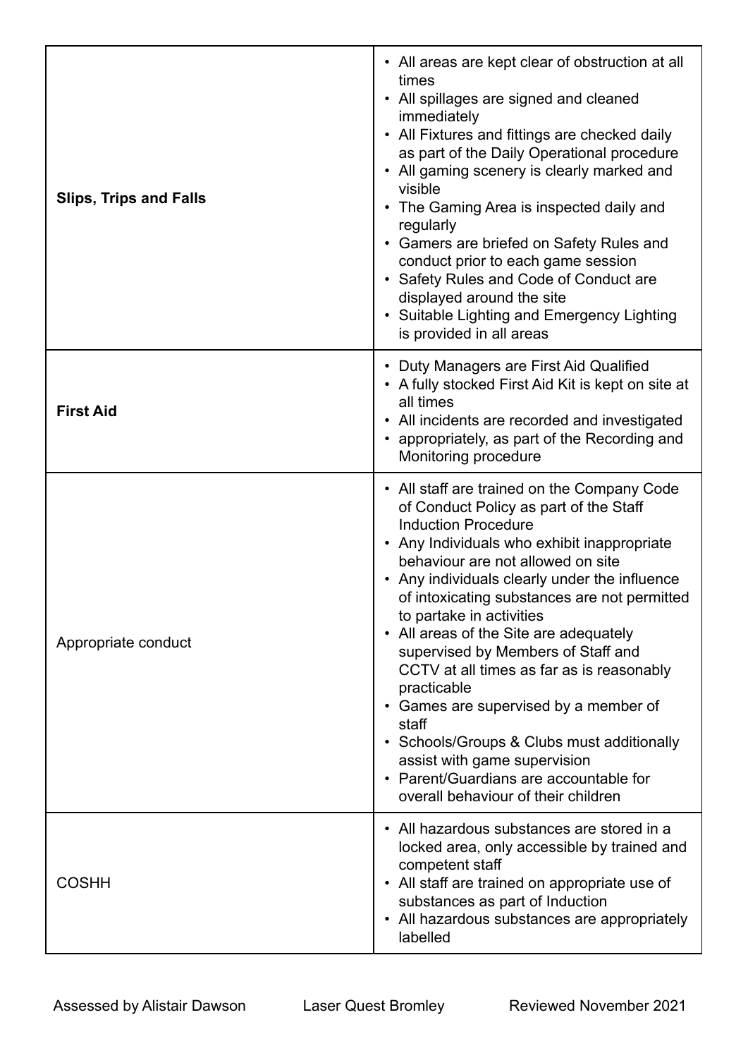| | |
|---|---|
| **Slips, Trips and Falls** | • All areas are kept clear of obstruction at all times<br>• All spillages are signed and cleaned immediately<br>• All Fixtures and fittings are checked daily as part of the Daily Operational procedure<br>• All gaming scenery is clearly marked and visible<br>• The Gaming Area is inspected daily and regularly<br>• Gamers are briefed on Safety Rules and conduct prior to each game session<br>• Safety Rules and Code of Conduct are displayed around the site<br>• Suitable Lighting and Emergency Lighting is provided in all areas |
| **First Aid** | • Duty Managers are First Aid Qualified<br>• A fully stocked First Aid Kit is kept on site at all times<br>• All incidents are recorded and investigated<br>• appropriately, as part of the Recording and Monitoring procedure |
| Appropriate conduct | • All staff are trained on the Company Code of Conduct Policy as part of the Staff Induction Procedure<br>• Any Individuals who exhibit inappropriate behaviour are not allowed on site<br>• Any individuals clearly under the influence of intoxicating substances are not permitted to partake in activities<br>• All areas of the Site are adequately supervised by Members of Staff and CCTV at all times as far as is reasonably practicable<br>• Games are supervised by a member of staff<br>• Schools/Groups & Clubs must additionally assist with game supervision<br>• Parent/Guardians are accountable for overall behaviour of their children |
| COSHH | • All hazardous substances are stored in a locked area, only accessible by trained and competent staff<br>• All staff are trained on appropriate use of substances as part of Induction<br>• All hazardous substances are appropriately labelled |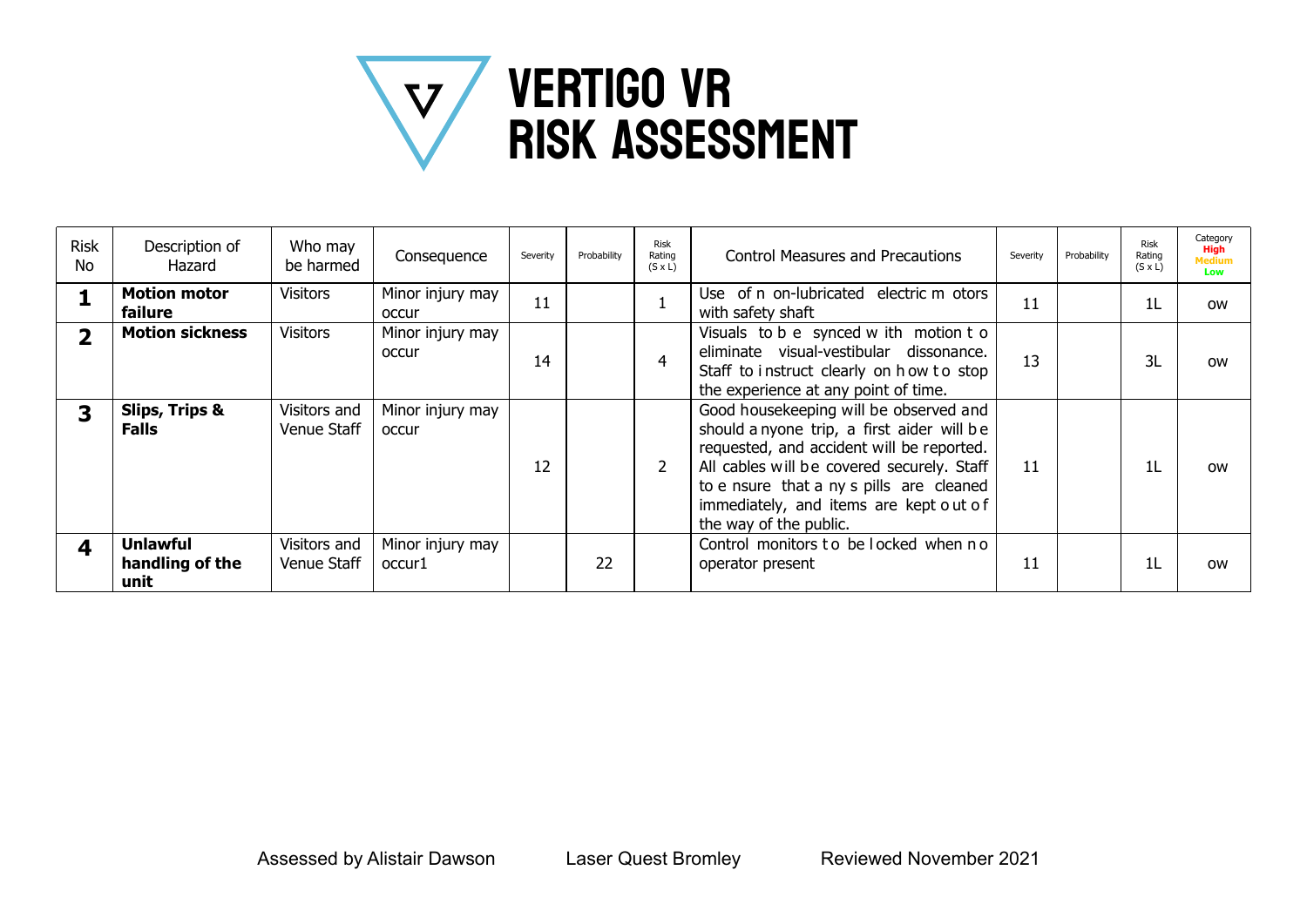# VERTIGO VR RISK ASSESSMENT

| Risk No | Description of Hazard | Who may be harmed | Consequence | Severity | Probability | Risk Rating (S x L) | Control Measures and Precautions | Severity | Probability | Risk Rating (S x L) | Category High Medium Low |
|---|---|---|---|---|---|---|---|---|---|---|---|
| **1** | **Motion motor failure** | Visitors | Minor injury may occur | 11 | | 1 | Use of n on-lubricated electric m otors with safety shaft | 11 | | 1L | ow |
| **2** | **Motion sickness** | Visitors | Minor injury may occur | 14 | | 4 | Visuals to b e synced w ith motion t o eliminate visual-vestibular dissonance. Staff to i nstruct clearly on h ow t o stop the experience at any point of time. | 13 | | 3L | ow |
| **3** | **Slips, Trips & Falls** | Visitors and Venue Staff | Minor injury may occur | 12 | | 2 | Good housekeeping will be observed and should a nyone trip, a first aider will b e requested, and accident will be reported. All cables w ill b e covered securely. Staff to e nsure that a ny s pills are cleaned immediately, and items are kept o ut o f the way of the public. | 11 | | 1L | ow |
| **4** | **Unlawful handling of the unit** | Visitors and Venue Staff | Minor injury may occur1 | | 22 | | Control monitors t o be l ocked when n o operator present | 11 | | 1L | ow |

Assessed by Alistair Dawson Laser Quest Bromley Reviewed November 2021